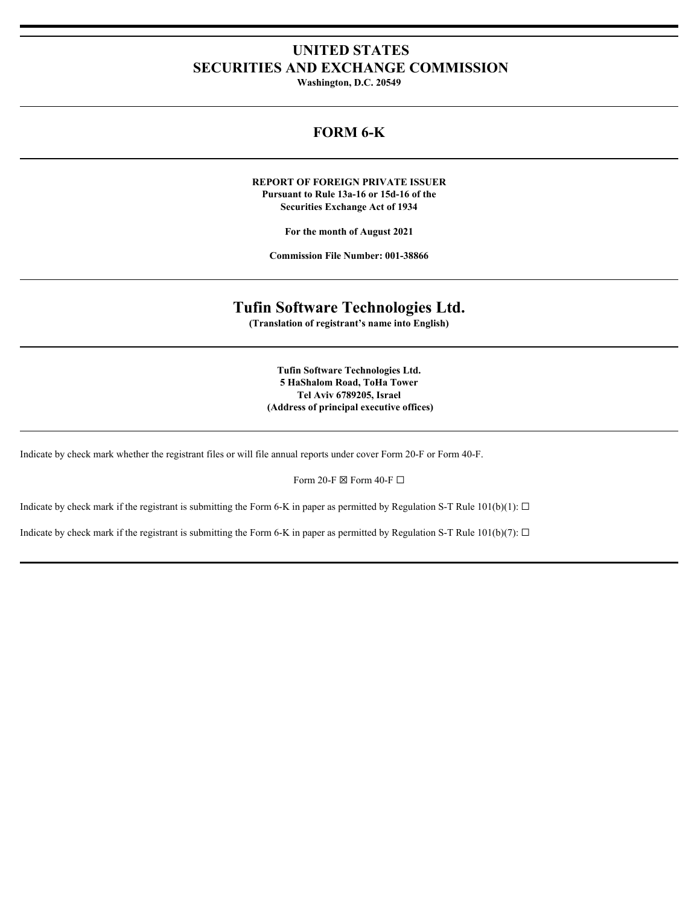# UNITED STATES
# SECURITIES AND EXCHANGE COMMISSION

**Washington, D.C. 20549**

---

## FORM 6-K

---

**REPORT OF FOREIGN PRIVATE ISSUER**
**Pursuant to Rule 13a-16 or 15d-16 of the**
**Securities Exchange Act of 1934**

**For the month of August 2021**

**Commission File Number: 001-38866**

---

# Tufin Software Technologies Ltd.

**(Translation of registrant's name into English)**

---

**Tufin Software Technologies Ltd.**
**5 HaShalom Road, ToHa Tower**
**Tel Aviv 6789205, Israel**
**(Address of principal executive offices)**

---

Indicate by check mark whether the registrant files or will file annual reports under cover Form 20-F or Form 40-F.

Form 20-F ☒ Form 40-F ☐

Indicate by check mark if the registrant is submitting the Form 6-K in paper as permitted by Regulation S-T Rule 101(b)(1): ☐

Indicate by check mark if the registrant is submitting the Form 6-K in paper as permitted by Regulation S-T Rule 101(b)(7): ☐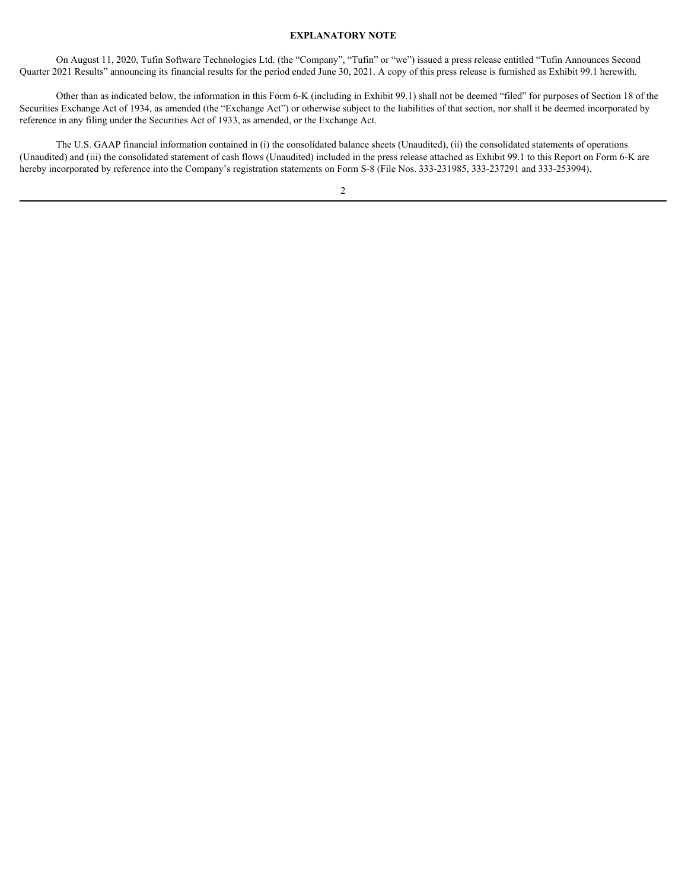**EXPLANATORY NOTE**

On August 11, 2020, Tufin Software Technologies Ltd. (the "Company", "Tufin" or "we") issued a press release entitled "Tufin Announces Second Quarter 2021 Results" announcing its financial results for the period ended June 30, 2021. A copy of this press release is furnished as Exhibit 99.1 herewith.

Other than as indicated below, the information in this Form 6-K (including in Exhibit 99.1) shall not be deemed "filed" for purposes of Section 18 of the Securities Exchange Act of 1934, as amended (the "Exchange Act") or otherwise subject to the liabilities of that section, nor shall it be deemed incorporated by reference in any filing under the Securities Act of 1933, as amended, or the Exchange Act.

The U.S. GAAP financial information contained in (i) the consolidated balance sheets (Unaudited), (ii) the consolidated statements of operations (Unaudited) and (iii) the consolidated statement of cash flows (Unaudited) included in the press release attached as Exhibit 99.1 to this Report on Form 6-K are hereby incorporated by reference into the Company's registration statements on Form S-8 (File Nos. 333-231985, 333-237291 and 333-253994).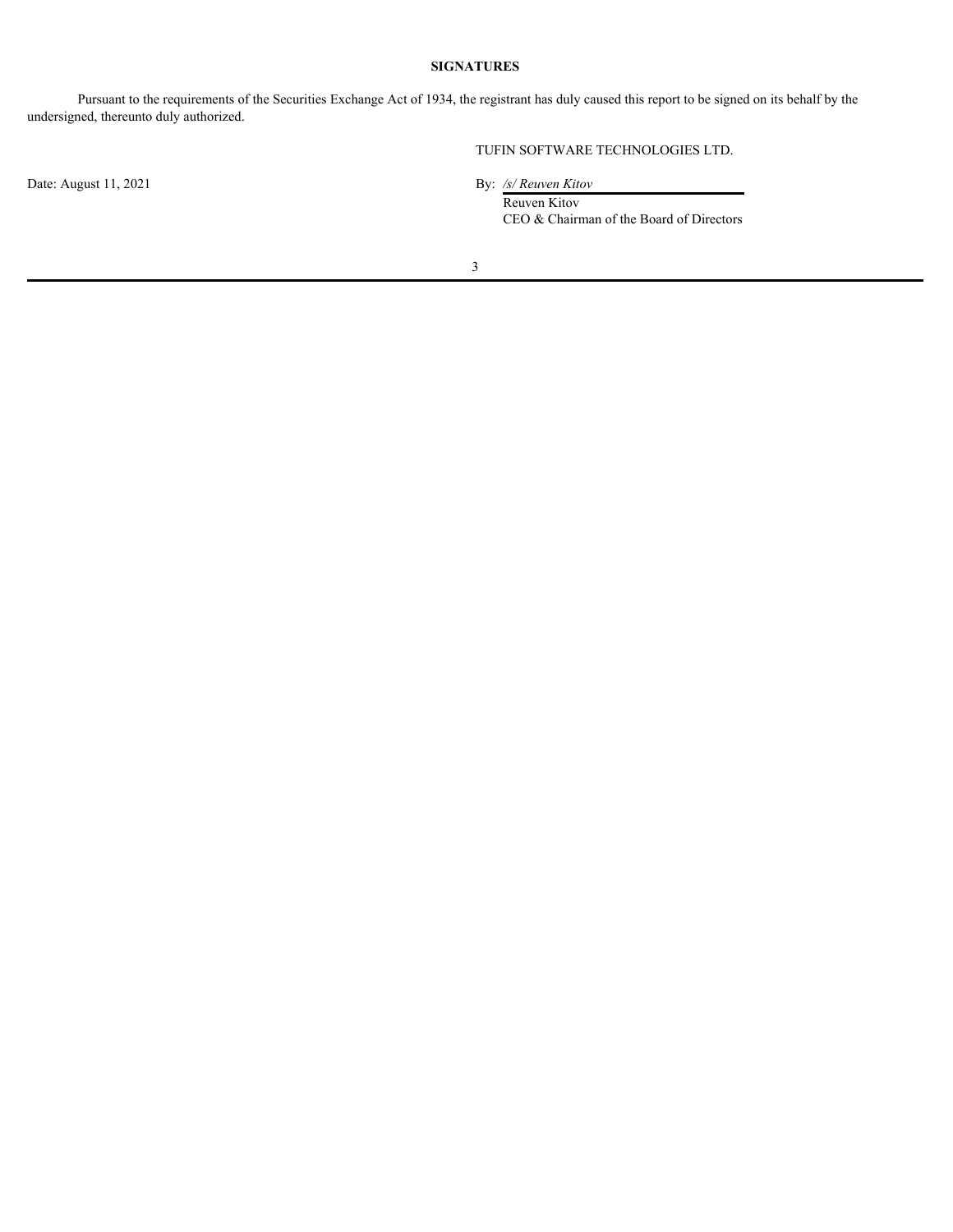**SIGNATURES**

Pursuant to the requirements of the Securities Exchange Act of 1934, the registrant has duly caused this report to be signed on its behalf by the undersigned, thereunto duly authorized.

TUFIN SOFTWARE TECHNOLOGIES LTD.

Date: August 11, 2021

By: */s/ Reuven Kitov*
Reuven Kitov
CEO & Chairman of the Board of Directors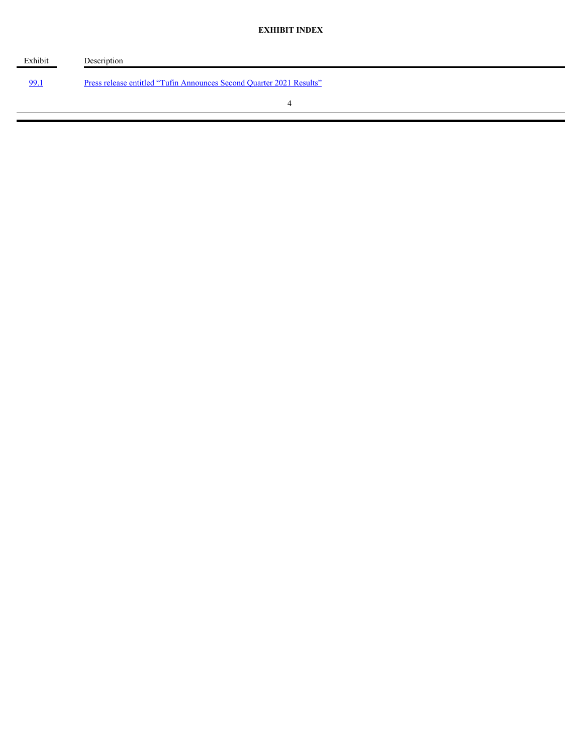**EXHIBIT INDEX**

| Exhibit | Description |
| --- | --- |
| 99.1 | Press release entitled "Tufin Announces Second Quarter 2021 Results" |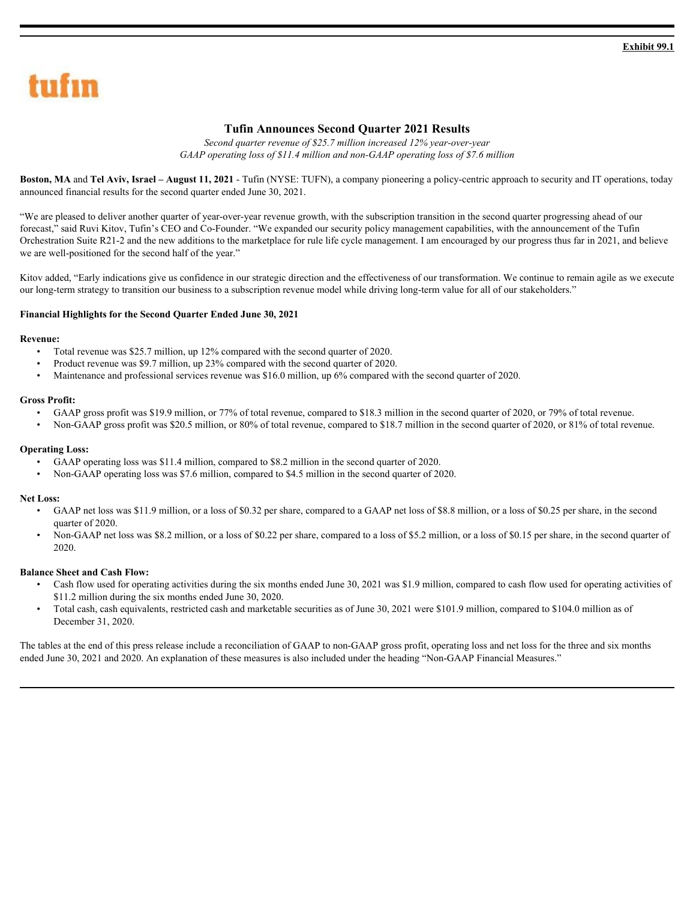**Exhibit 99.1**

tufin

# Tufin Announces Second Quarter 2021 Results

*Second quarter revenue of $25.7 million increased 12% year-over-year*
*GAAP operating loss of $11.4 million and non-GAAP operating loss of $7.6 million*

**Boston, MA** and **Tel Aviv, Israel – August 11, 2021** - Tufin (NYSE: TUFN), a company pioneering a policy-centric approach to security and IT operations, today announced financial results for the second quarter ended June 30, 2021.

"We are pleased to deliver another quarter of year-over-year revenue growth, with the subscription transition in the second quarter progressing ahead of our forecast," said Ruvi Kitov, Tufin's CEO and Co-Founder. "We expanded our security policy management capabilities, with the announcement of the Tufin Orchestration Suite R21-2 and the new additions to the marketplace for rule life cycle management. I am encouraged by our progress thus far in 2021, and believe we are well-positioned for the second half of the year."

Kitov added, "Early indications give us confidence in our strategic direction and the effectiveness of our transformation. We continue to remain agile as we execute our long-term strategy to transition our business to a subscription revenue model while driving long-term value for all of our stakeholders."

**Financial Highlights for the Second Quarter Ended June 30, 2021**

**Revenue:**

- Total revenue was $25.7 million, up 12% compared with the second quarter of 2020.
- Product revenue was $9.7 million, up 23% compared with the second quarter of 2020.
- Maintenance and professional services revenue was $16.0 million, up 6% compared with the second quarter of 2020.

**Gross Profit:**

- GAAP gross profit was $19.9 million, or 77% of total revenue, compared to $18.3 million in the second quarter of 2020, or 79% of total revenue.
- Non-GAAP gross profit was $20.5 million, or 80% of total revenue, compared to $18.7 million in the second quarter of 2020, or 81% of total revenue.

**Operating Loss:**

- GAAP operating loss was $11.4 million, compared to $8.2 million in the second quarter of 2020.
- Non-GAAP operating loss was $7.6 million, compared to $4.5 million in the second quarter of 2020.

**Net Loss:**

- GAAP net loss was $11.9 million, or a loss of $0.32 per share, compared to a GAAP net loss of $8.8 million, or a loss of $0.25 per share, in the second quarter of 2020.
- Non-GAAP net loss was $8.2 million, or a loss of $0.22 per share, compared to a loss of $5.2 million, or a loss of $0.15 per share, in the second quarter of 2020.

**Balance Sheet and Cash Flow:**

- Cash flow used for operating activities during the six months ended June 30, 2021 was $1.9 million, compared to cash flow used for operating activities of $11.2 million during the six months ended June 30, 2020.
- Total cash, cash equivalents, restricted cash and marketable securities as of June 30, 2021 were $101.9 million, compared to $104.0 million as of December 31, 2020.

The tables at the end of this press release include a reconciliation of GAAP to non-GAAP gross profit, operating loss and net loss for the three and six months ended June 30, 2021 and 2020. An explanation of these measures is also included under the heading "Non-GAAP Financial Measures."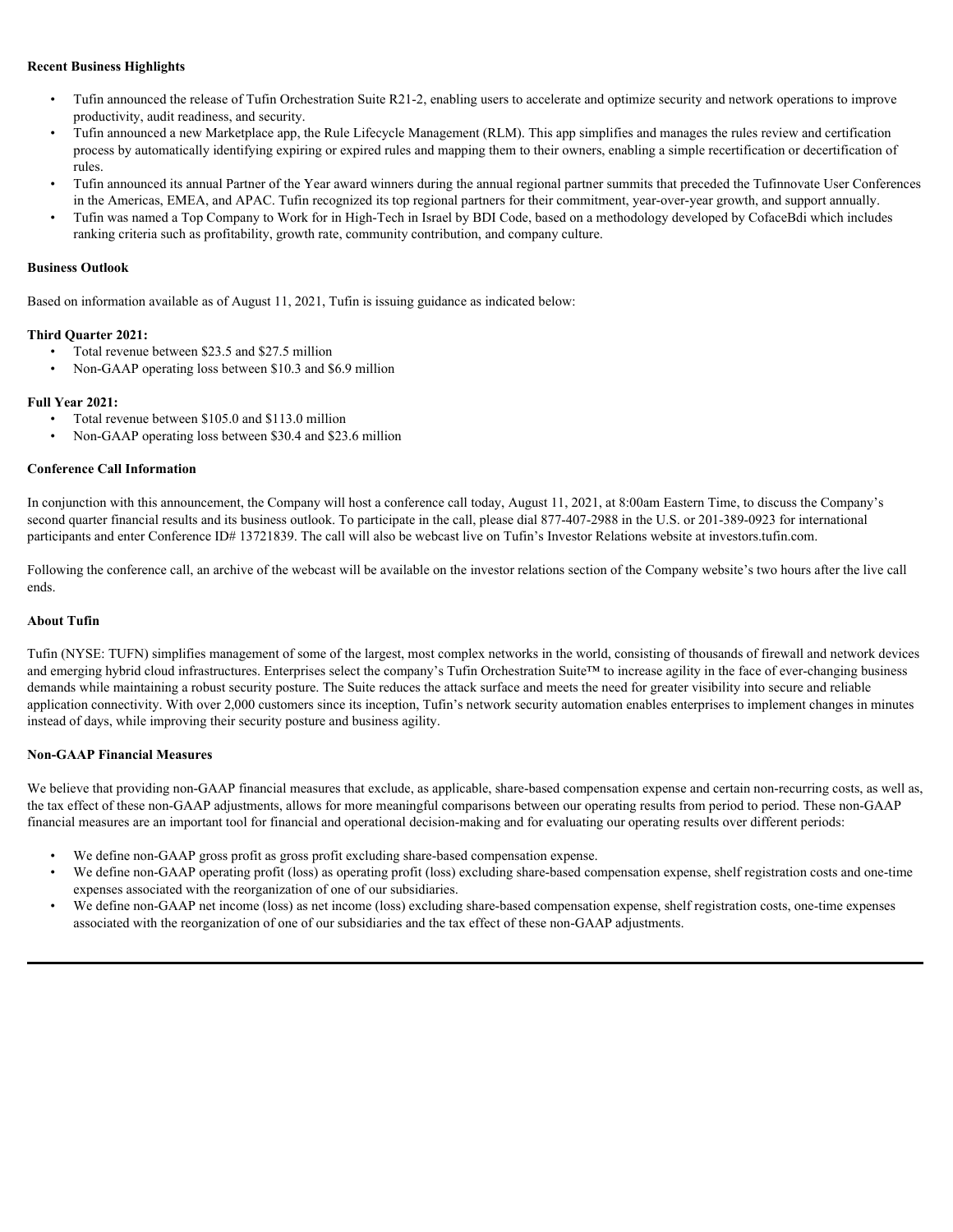**Recent Business Highlights**

- Tufin announced the release of Tufin Orchestration Suite R21-2, enabling users to accelerate and optimize security and network operations to improve productivity, audit readiness, and security.
- Tufin announced a new Marketplace app, the Rule Lifecycle Management (RLM). This app simplifies and manages the rules review and certification process by automatically identifying expiring or expired rules and mapping them to their owners, enabling a simple recertification or decertification of rules.
- Tufin announced its annual Partner of the Year award winners during the annual regional partner summits that preceded the Tufinnovate User Conferences in the Americas, EMEA, and APAC. Tufin recognized its top regional partners for their commitment, year-over-year growth, and support annually.
- Tufin was named a Top Company to Work for in High-Tech in Israel by BDI Code, based on a methodology developed by CofaceBdi which includes ranking criteria such as profitability, growth rate, community contribution, and company culture.

**Business Outlook**

Based on information available as of August 11, 2021, Tufin is issuing guidance as indicated below:

**Third Quarter 2021:**

- Total revenue between $23.5 and $27.5 million
- Non-GAAP operating loss between $10.3 and $6.9 million

**Full Year 2021:**

- Total revenue between $105.0 and $113.0 million
- Non-GAAP operating loss between $30.4 and $23.6 million

**Conference Call Information**

In conjunction with this announcement, the Company will host a conference call today, August 11, 2021, at 8:00am Eastern Time, to discuss the Company's second quarter financial results and its business outlook. To participate in the call, please dial 877-407-2988 in the U.S. or 201-389-0923 for international participants and enter Conference ID# 13721839. The call will also be webcast live on Tufin's Investor Relations website at investors.tufin.com.

Following the conference call, an archive of the webcast will be available on the investor relations section of the Company website's two hours after the live call ends.

**About Tufin**

Tufin (NYSE: TUFN) simplifies management of some of the largest, most complex networks in the world, consisting of thousands of firewall and network devices and emerging hybrid cloud infrastructures. Enterprises select the company's Tufin Orchestration Suite™ to increase agility in the face of ever-changing business demands while maintaining a robust security posture. The Suite reduces the attack surface and meets the need for greater visibility into secure and reliable application connectivity. With over 2,000 customers since its inception, Tufin's network security automation enables enterprises to implement changes in minutes instead of days, while improving their security posture and business agility.

**Non-GAAP Financial Measures**

We believe that providing non-GAAP financial measures that exclude, as applicable, share-based compensation expense and certain non-recurring costs, as well as, the tax effect of these non-GAAP adjustments, allows for more meaningful comparisons between our operating results from period to period. These non-GAAP financial measures are an important tool for financial and operational decision-making and for evaluating our operating results over different periods:

- We define non-GAAP gross profit as gross profit excluding share-based compensation expense.
- We define non-GAAP operating profit (loss) as operating profit (loss) excluding share-based compensation expense, shelf registration costs and one-time expenses associated with the reorganization of one of our subsidiaries.
- We define non-GAAP net income (loss) as net income (loss) excluding share-based compensation expense, shelf registration costs, one-time expenses associated with the reorganization of one of our subsidiaries and the tax effect of these non-GAAP adjustments.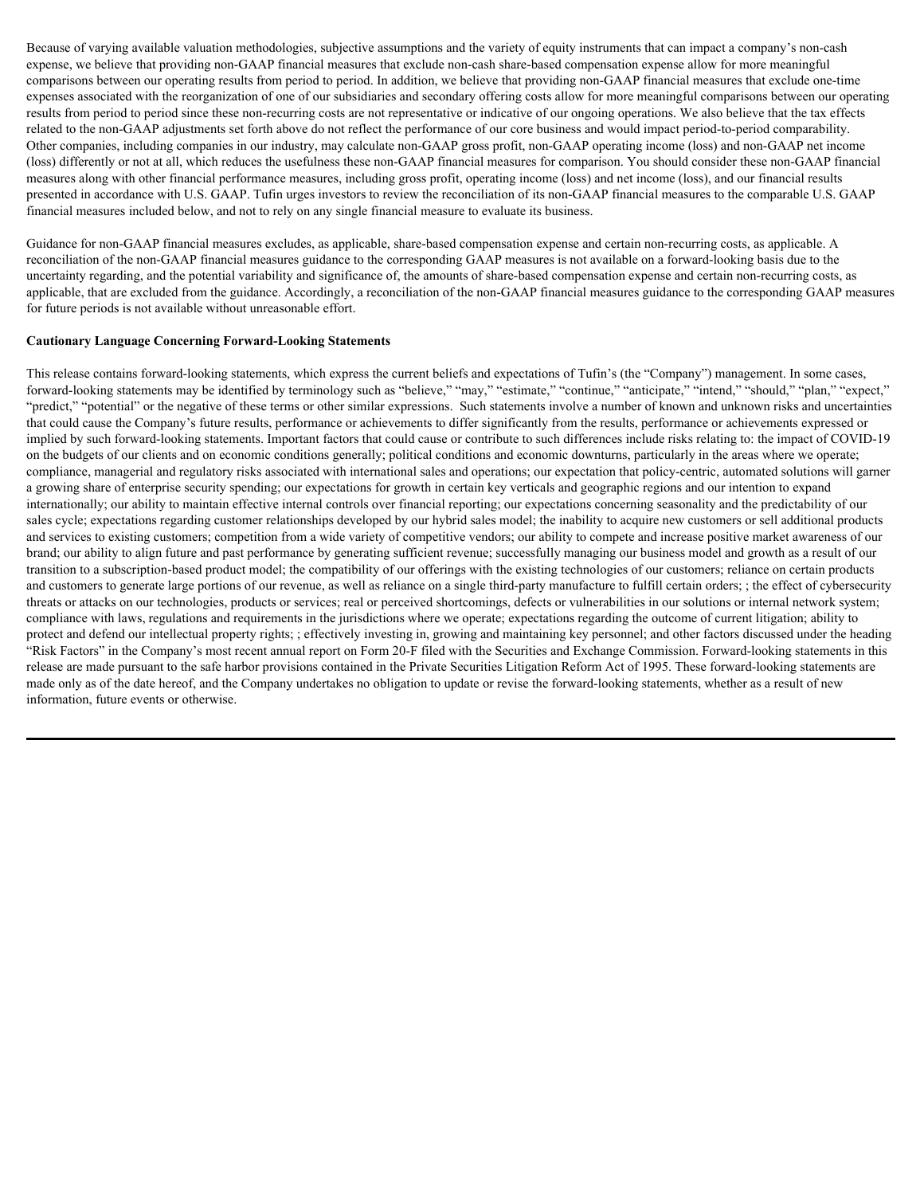Because of varying available valuation methodologies, subjective assumptions and the variety of equity instruments that can impact a company's non-cash expense, we believe that providing non-GAAP financial measures that exclude non-cash share-based compensation expense allow for more meaningful comparisons between our operating results from period to period. In addition, we believe that providing non-GAAP financial measures that exclude one-time expenses associated with the reorganization of one of our subsidiaries and secondary offering costs allow for more meaningful comparisons between our operating results from period to period since these non-recurring costs are not representative or indicative of our ongoing operations. We also believe that the tax effects related to the non-GAAP adjustments set forth above do not reflect the performance of our core business and would impact period-to-period comparability. Other companies, including companies in our industry, may calculate non-GAAP gross profit, non-GAAP operating income (loss) and non-GAAP net income (loss) differently or not at all, which reduces the usefulness these non-GAAP financial measures for comparison. You should consider these non-GAAP financial measures along with other financial performance measures, including gross profit, operating income (loss) and net income (loss), and our financial results presented in accordance with U.S. GAAP. Tufin urges investors to review the reconciliation of its non-GAAP financial measures to the comparable U.S. GAAP financial measures included below, and not to rely on any single financial measure to evaluate its business.

Guidance for non-GAAP financial measures excludes, as applicable, share-based compensation expense and certain non-recurring costs, as applicable. A reconciliation of the non-GAAP financial measures guidance to the corresponding GAAP measures is not available on a forward-looking basis due to the uncertainty regarding, and the potential variability and significance of, the amounts of share-based compensation expense and certain non-recurring costs, as applicable, that are excluded from the guidance. Accordingly, a reconciliation of the non-GAAP financial measures guidance to the corresponding GAAP measures for future periods is not available without unreasonable effort.

**Cautionary Language Concerning Forward-Looking Statements**

This release contains forward-looking statements, which express the current beliefs and expectations of Tufin's (the "Company") management. In some cases, forward-looking statements may be identified by terminology such as "believe," "may," "estimate," "continue," "anticipate," "intend," "should," "plan," "expect," "predict," "potential" or the negative of these terms or other similar expressions. Such statements involve a number of known and unknown risks and uncertainties that could cause the Company's future results, performance or achievements to differ significantly from the results, performance or achievements expressed or implied by such forward-looking statements. Important factors that could cause or contribute to such differences include risks relating to: the impact of COVID-19 on the budgets of our clients and on economic conditions generally; political conditions and economic downturns, particularly in the areas where we operate; compliance, managerial and regulatory risks associated with international sales and operations; our expectation that policy-centric, automated solutions will garner a growing share of enterprise security spending; our expectations for growth in certain key verticals and geographic regions and our intention to expand internationally; our ability to maintain effective internal controls over financial reporting; our expectations concerning seasonality and the predictability of our sales cycle; expectations regarding customer relationships developed by our hybrid sales model; the inability to acquire new customers or sell additional products and services to existing customers; competition from a wide variety of competitive vendors; our ability to compete and increase positive market awareness of our brand; our ability to align future and past performance by generating sufficient revenue; successfully managing our business model and growth as a result of our transition to a subscription-based product model; the compatibility of our offerings with the existing technologies of our customers; reliance on certain products and customers to generate large portions of our revenue, as well as reliance on a single third-party manufacture to fulfill certain orders; ; the effect of cybersecurity threats or attacks on our technologies, products or services; real or perceived shortcomings, defects or vulnerabilities in our solutions or internal network system; compliance with laws, regulations and requirements in the jurisdictions where we operate; expectations regarding the outcome of current litigation; ability to protect and defend our intellectual property rights; ; effectively investing in, growing and maintaining key personnel; and other factors discussed under the heading "Risk Factors" in the Company's most recent annual report on Form 20-F filed with the Securities and Exchange Commission. Forward-looking statements in this release are made pursuant to the safe harbor provisions contained in the Private Securities Litigation Reform Act of 1995. These forward-looking statements are made only as of the date hereof, and the Company undertakes no obligation to update or revise the forward-looking statements, whether as a result of new information, future events or otherwise.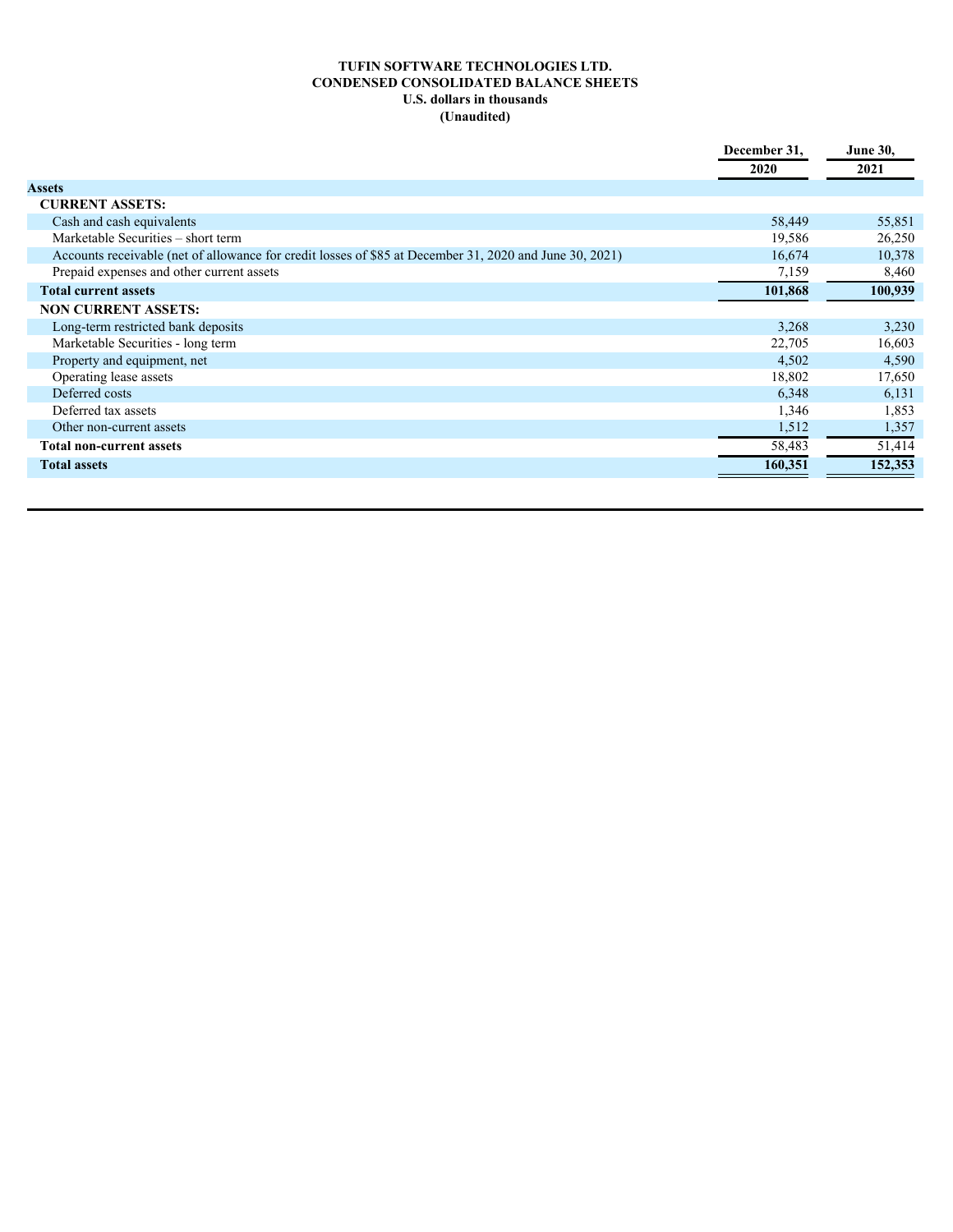**TUFIN SOFTWARE TECHNOLOGIES LTD.**
**CONDENSED CONSOLIDATED BALANCE SHEETS**
**U.S. dollars in thousands**
**(Unaudited)**

| | December 31, 2020 | June 30, 2021 |
|---|---|---|
| **Assets** | | |
| **CURRENT ASSETS:** | | |
| Cash and cash equivalents | 58,449 | 55,851 |
| Marketable Securities – short term | 19,586 | 26,250 |
| Accounts receivable (net of allowance for credit losses of $85 at December 31, 2020 and June 30, 2021) | 16,674 | 10,378 |
| Prepaid expenses and other current assets | 7,159 | 8,460 |
| **Total current assets** | **101,868** | **100,939** |
| **NON CURRENT ASSETS:** | | |
| Long-term restricted bank deposits | 3,268 | 3,230 |
| Marketable Securities - long term | 22,705 | 16,603 |
| Property and equipment, net | 4,502 | 4,590 |
| Operating lease assets | 18,802 | 17,650 |
| Deferred costs | 6,348 | 6,131 |
| Deferred tax assets | 1,346 | 1,853 |
| Other non-current assets | 1,512 | 1,357 |
| **Total non-current assets** | 58,483 | 51,414 |
| **Total assets** | **160,351** | **152,353** |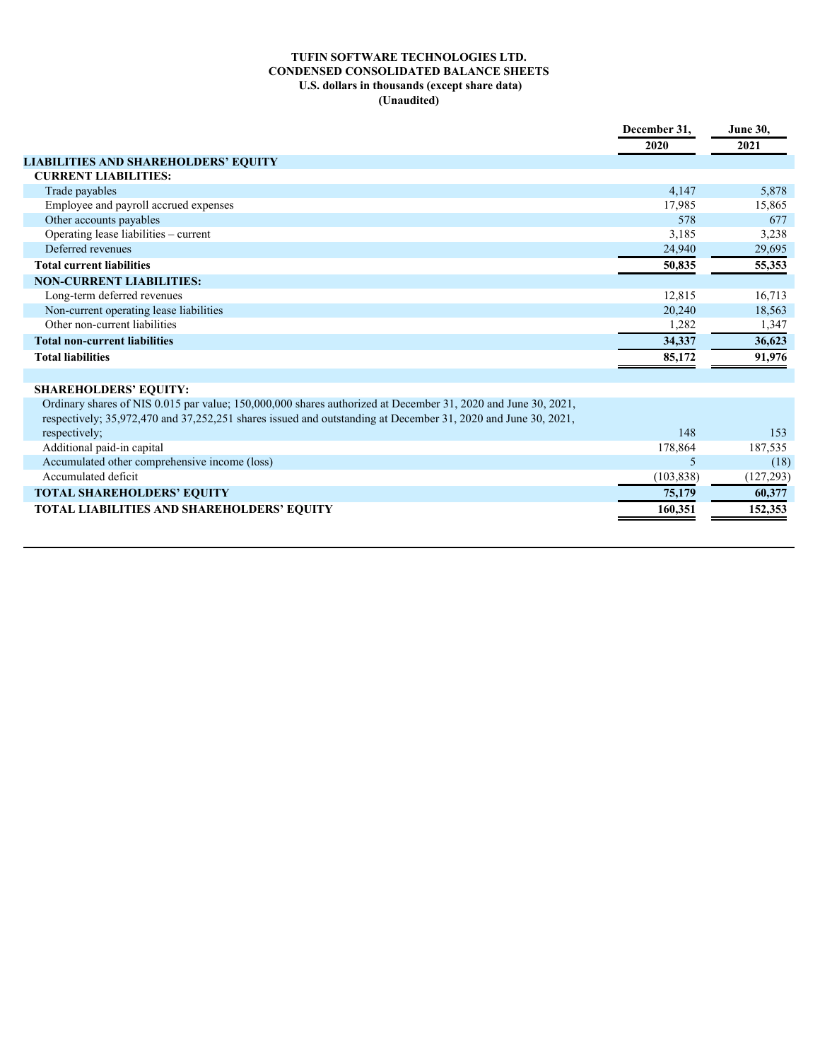**TUFIN SOFTWARE TECHNOLOGIES LTD.**
**CONDENSED CONSOLIDATED BALANCE SHEETS**
**U.S. dollars in thousands (except share data)**
**(Unaudited)**

| | December 31, 2020 | June 30, 2021 |
|---|---|---|
| **LIABILITIES AND SHAREHOLDERS' EQUITY** | | |
| **CURRENT LIABILITIES:** | | |
| Trade payables | 4,147 | 5,878 |
| Employee and payroll accrued expenses | 17,985 | 15,865 |
| Other accounts payables | 578 | 677 |
| Operating lease liabilities – current | 3,185 | 3,238 |
| Deferred revenues | 24,940 | 29,695 |
| **Total current liabilities** | **50,835** | **55,353** |
| **NON-CURRENT LIABILITIES:** | | |
| Long-term deferred revenues | 12,815 | 16,713 |
| Non-current operating lease liabilities | 20,240 | 18,563 |
| Other non-current liabilities | 1,282 | 1,347 |
| **Total non-current liabilities** | **34,337** | **36,623** |
| **Total liabilities** | **85,172** | **91,976** |
| | | |
| **SHAREHOLDERS' EQUITY:** | | |
| Ordinary shares of NIS 0.015 par value; 150,000,000 shares authorized at December 31, 2020 and June 30, 2021, respectively; 35,972,470 and 37,252,251 shares issued and outstanding at December 31, 2020 and June 30, 2021, respectively; | 148 | 153 |
| Additional paid-in capital | 178,864 | 187,535 |
| Accumulated other comprehensive income (loss) | 5 | (18) |
| Accumulated deficit | (103,838) | (127,293) |
| **TOTAL SHAREHOLDERS' EQUITY** | **75,179** | **60,377** |
| **TOTAL LIABILITIES AND SHAREHOLDERS' EQUITY** | **160,351** | **152,353** |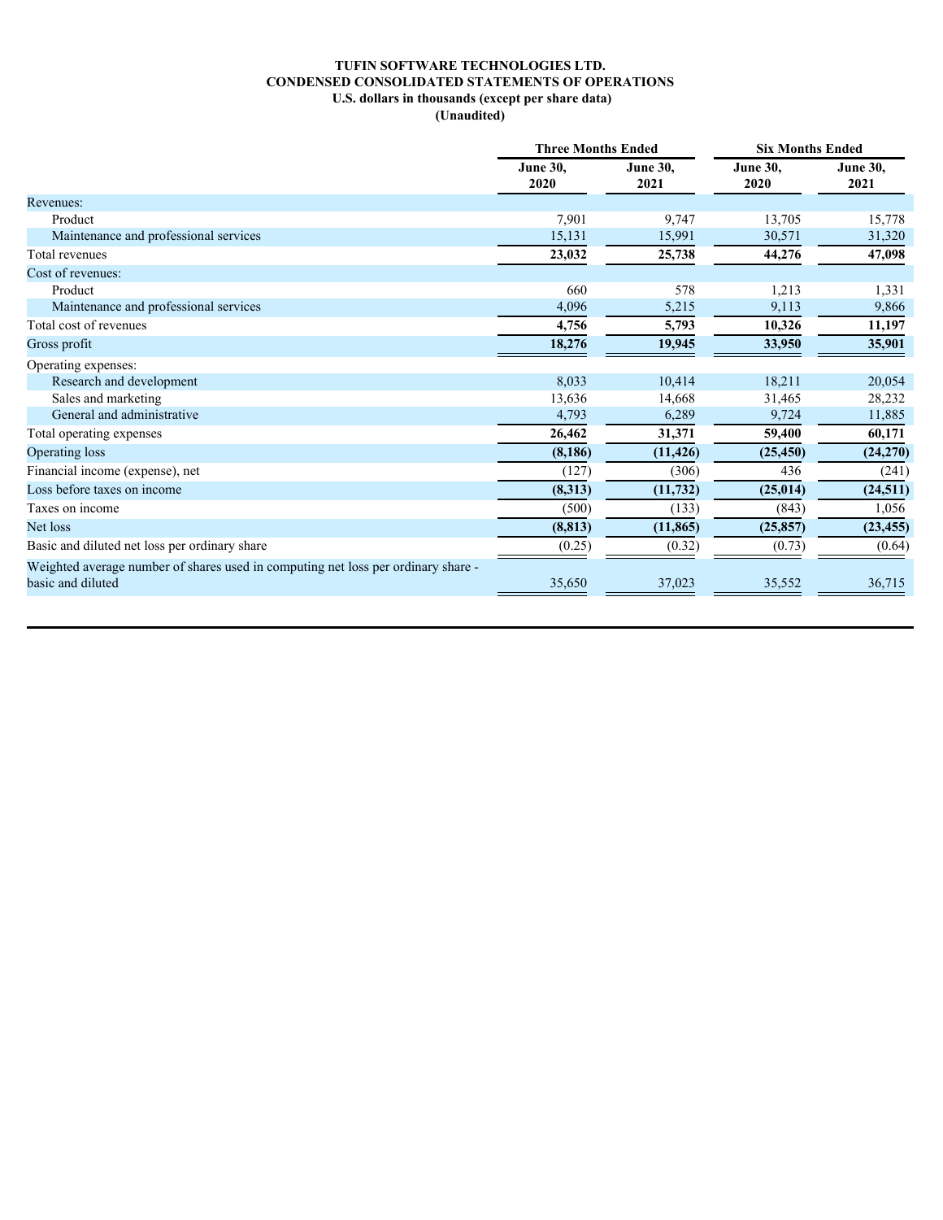**TUFIN SOFTWARE TECHNOLOGIES LTD.**
**CONDENSED CONSOLIDATED STATEMENTS OF OPERATIONS**
**U.S. dollars in thousands (except per share data)**
**(Unaudited)**

| | Three Months Ended | | Six Months Ended | |
|---|---|---|---|---|
| | June 30, 2020 | June 30, 2021 | June 30, 2020 | June 30, 2021 |
| Revenues: | | | | |
| Product | 7,901 | 9,747 | 13,705 | 15,778 |
| Maintenance and professional services | 15,131 | 15,991 | 30,571 | 31,320 |
| Total revenues | **23,032** | **25,738** | **44,276** | **47,098** |
| Cost of revenues: | | | | |
| Product | 660 | 578 | 1,213 | 1,331 |
| Maintenance and professional services | 4,096 | 5,215 | 9,113 | 9,866 |
| Total cost of revenues | **4,756** | **5,793** | **10,326** | **11,197** |
| Gross profit | **18,276** | **19,945** | **33,950** | **35,901** |
| Operating expenses: | | | | |
| Research and development | 8,033 | 10,414 | 18,211 | 20,054 |
| Sales and marketing | 13,636 | 14,668 | 31,465 | 28,232 |
| General and administrative | 4,793 | 6,289 | 9,724 | 11,885 |
| Total operating expenses | **26,462** | **31,371** | **59,400** | **60,171** |
| Operating loss | **(8,186)** | **(11,426)** | **(25,450)** | **(24,270)** |
| Financial income (expense), net | (127) | (306) | 436 | (241) |
| Loss before taxes on income | **(8,313)** | **(11,732)** | **(25,014)** | **(24,511)** |
| Taxes on income | (500) | (133) | (843) | 1,056 |
| Net loss | **(8,813)** | **(11,865)** | **(25,857)** | **(23,455)** |
| Basic and diluted net loss per ordinary share | (0.25) | (0.32) | (0.73) | (0.64) |
| Weighted average number of shares used in computing net loss per ordinary share - basic and diluted | 35,650 | 37,023 | 35,552 | 36,715 |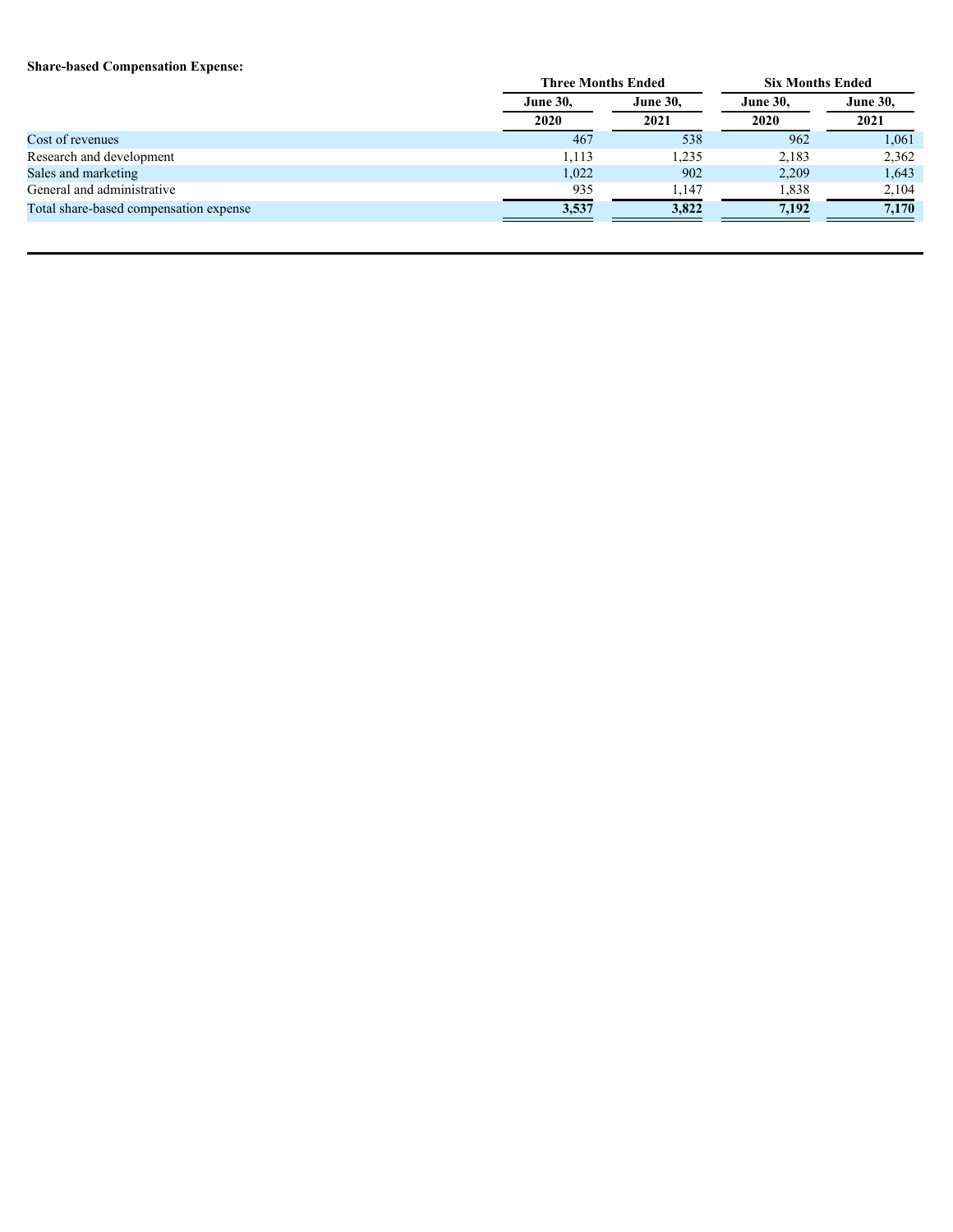**Share-based Compensation Expense:**

| | Three Months Ended | | Six Months Ended | |
|---|---|---|---|---|
| | June 30, 2020 | June 30, 2021 | June 30, 2020 | June 30, 2021 |
| Cost of revenues | 467 | 538 | 962 | 1,061 |
| Research and development | 1,113 | 1,235 | 2,183 | 2,362 |
| Sales and marketing | 1,022 | 902 | 2,209 | 1,643 |
| General and administrative | 935 | 1,147 | 1,838 | 2,104 |
| Total share-based compensation expense | **3,537** | **3,822** | **7,192** | **7,170** |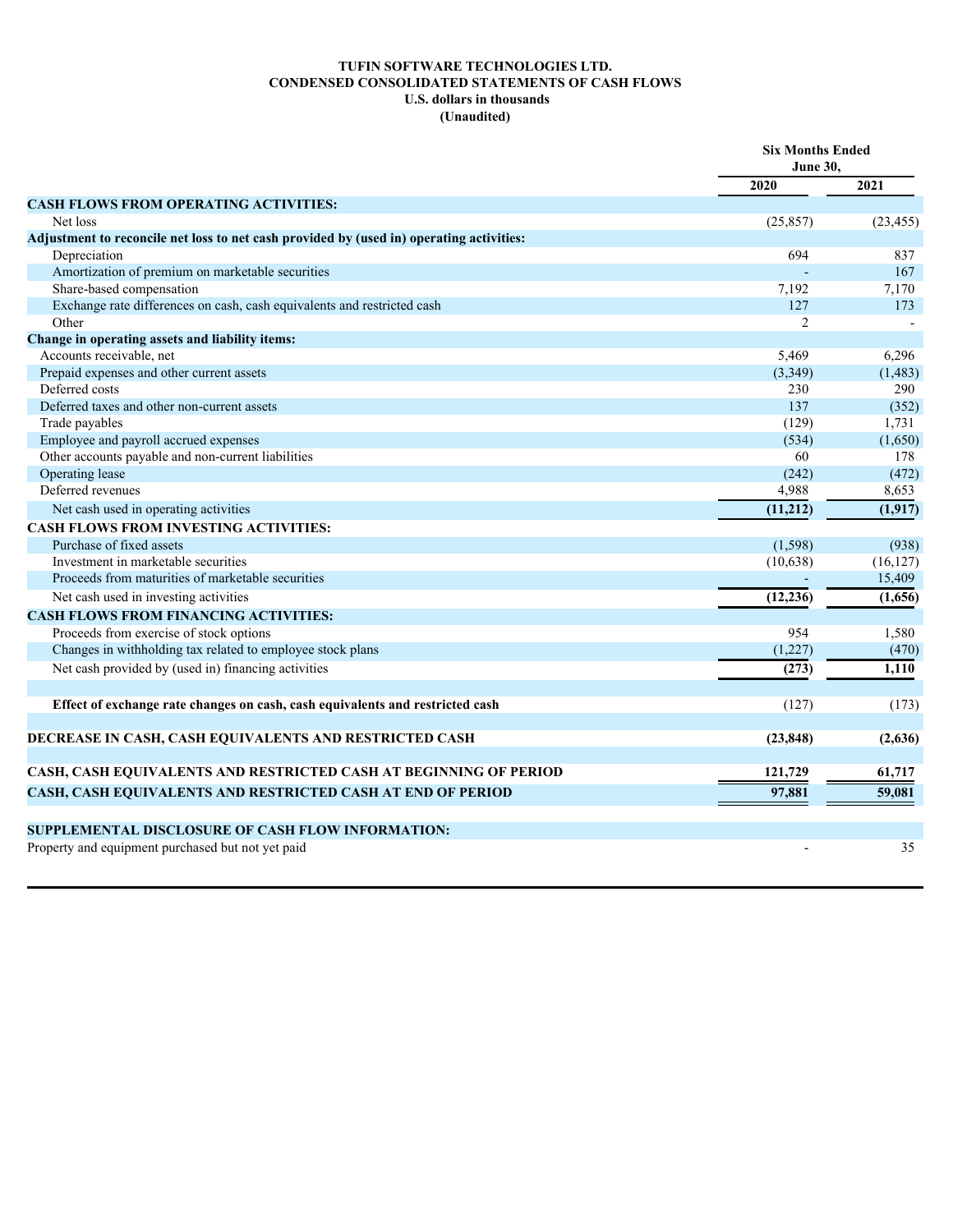**TUFIN SOFTWARE TECHNOLOGIES LTD.**
**CONDENSED CONSOLIDATED STATEMENTS OF CASH FLOWS**
**U.S. dollars in thousands**
**(Unaudited)**

| | Six Months Ended June 30, | |
|---|---|---|
| | 2020 | 2021 |
| **CASH FLOWS FROM OPERATING ACTIVITIES:** | | |
| Net loss | (25,857) | (23,455) |
| **Adjustment to reconcile net loss to net cash provided by (used in) operating activities:** | | |
| Depreciation | 694 | 837 |
| Amortization of premium on marketable securities | - | 167 |
| Share-based compensation | 7,192 | 7,170 |
| Exchange rate differences on cash, cash equivalents and restricted cash | 127 | 173 |
| Other | 2 | - |
| **Change in operating assets and liability items:** | | |
| Accounts receivable, net | 5,469 | 6,296 |
| Prepaid expenses and other current assets | (3,349) | (1,483) |
| Deferred costs | 230 | 290 |
| Deferred taxes and other non-current assets | 137 | (352) |
| Trade payables | (129) | 1,731 |
| Employee and payroll accrued expenses | (534) | (1,650) |
| Other accounts payable and non-current liabilities | 60 | 178 |
| Operating lease | (242) | (472) |
| Deferred revenues | 4,988 | 8,653 |
| Net cash used in operating activities | **(11,212)** | **(1,917)** |
| **CASH FLOWS FROM INVESTING ACTIVITIES:** | | |
| Purchase of fixed assets | (1,598) | (938) |
| Investment in marketable securities | (10,638) | (16,127) |
| Proceeds from maturities of marketable securities | - | 15,409 |
| Net cash used in investing activities | **(12,236)** | **(1,656)** |
| **CASH FLOWS FROM FINANCING ACTIVITIES:** | | |
| Proceeds from exercise of stock options | 954 | 1,580 |
| Changes in withholding tax related to employee stock plans | (1,227) | (470) |
| Net cash provided by (used in) financing activities | **(273)** | **1,110** |
| **Effect of exchange rate changes on cash, cash equivalents and restricted cash** | (127) | (173) |
| **DECREASE IN CASH, CASH EQUIVALENTS AND RESTRICTED CASH** | **(23,848)** | **(2,636)** |
| **CASH, CASH EQUIVALENTS AND RESTRICTED CASH AT BEGINNING OF PERIOD** | **121,729** | **61,717** |
| **CASH, CASH EQUIVALENTS AND RESTRICTED CASH AT END OF PERIOD** | **97,881** | **59,081** |
| **SUPPLEMENTAL DISCLOSURE OF CASH FLOW INFORMATION:** | | |
| Property and equipment purchased but not yet paid | - | 35 |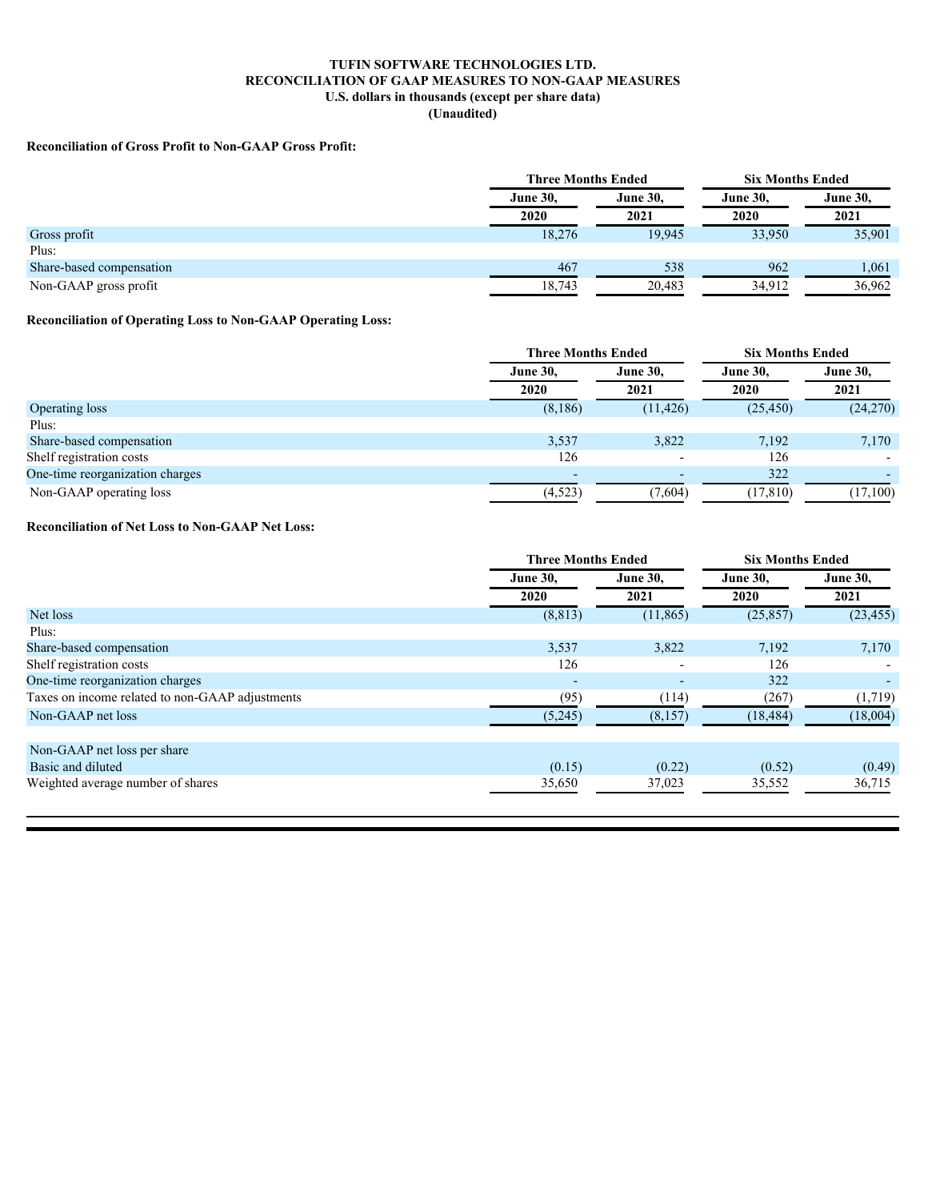**TUFIN SOFTWARE TECHNOLOGIES LTD.**
**RECONCILIATION OF GAAP MEASURES TO NON-GAAP MEASURES**
**U.S. dollars in thousands (except per share data)**
**(Unaudited)**

**Reconciliation of Gross Profit to Non-GAAP Gross Profit:**

| | Three Months Ended | | Six Months Ended | |
|---|---|---|---|---|
| | June 30, 2020 | June 30, 2021 | June 30, 2020 | June 30, 2021 |
| Gross profit | 18,276 | 19,945 | 33,950 | 35,901 |
| Plus: | | | | |
| Share-based compensation | 467 | 538 | 962 | 1,061 |
| Non-GAAP gross profit | 18,743 | 20,483 | 34,912 | 36,962 |

**Reconciliation of Operating Loss to Non-GAAP Operating Loss:**

| | Three Months Ended | | Six Months Ended | |
|---|---|---|---|---|
| | June 30, 2020 | June 30, 2021 | June 30, 2020 | June 30, 2021 |
| Operating loss | (8,186) | (11,426) | (25,450) | (24,270) |
| Plus: | | | | |
| Share-based compensation | 3,537 | 3,822 | 7,192 | 7,170 |
| Shelf registration costs | 126 | - | 126 | - |
| One-time reorganization charges | - | - | 322 | - |
| Non-GAAP operating loss | (4,523) | (7,604) | (17,810) | (17,100) |

**Reconciliation of Net Loss to Non-GAAP Net Loss:**

| | Three Months Ended | | Six Months Ended | |
|---|---|---|---|---|
| | June 30, 2020 | June 30, 2021 | June 30, 2020 | June 30, 2021 |
| Net loss | (8,813) | (11,865) | (25,857) | (23,455) |
| Plus: | | | | |
| Share-based compensation | 3,537 | 3,822 | 7,192 | 7,170 |
| Shelf registration costs | 126 | - | 126 | - |
| One-time reorganization charges | - | - | 322 | - |
| Taxes on income related to non-GAAP adjustments | (95) | (114) | (267) | (1,719) |
| Non-GAAP net loss | (5,245) | (8,157) | (18,484) | (18,004) |
| | | | | |
| Non-GAAP net loss per share | | | | |
| Basic and diluted | (0.15) | (0.22) | (0.52) | (0.49) |
| Weighted average number of shares | 35,650 | 37,023 | 35,552 | 36,715 |